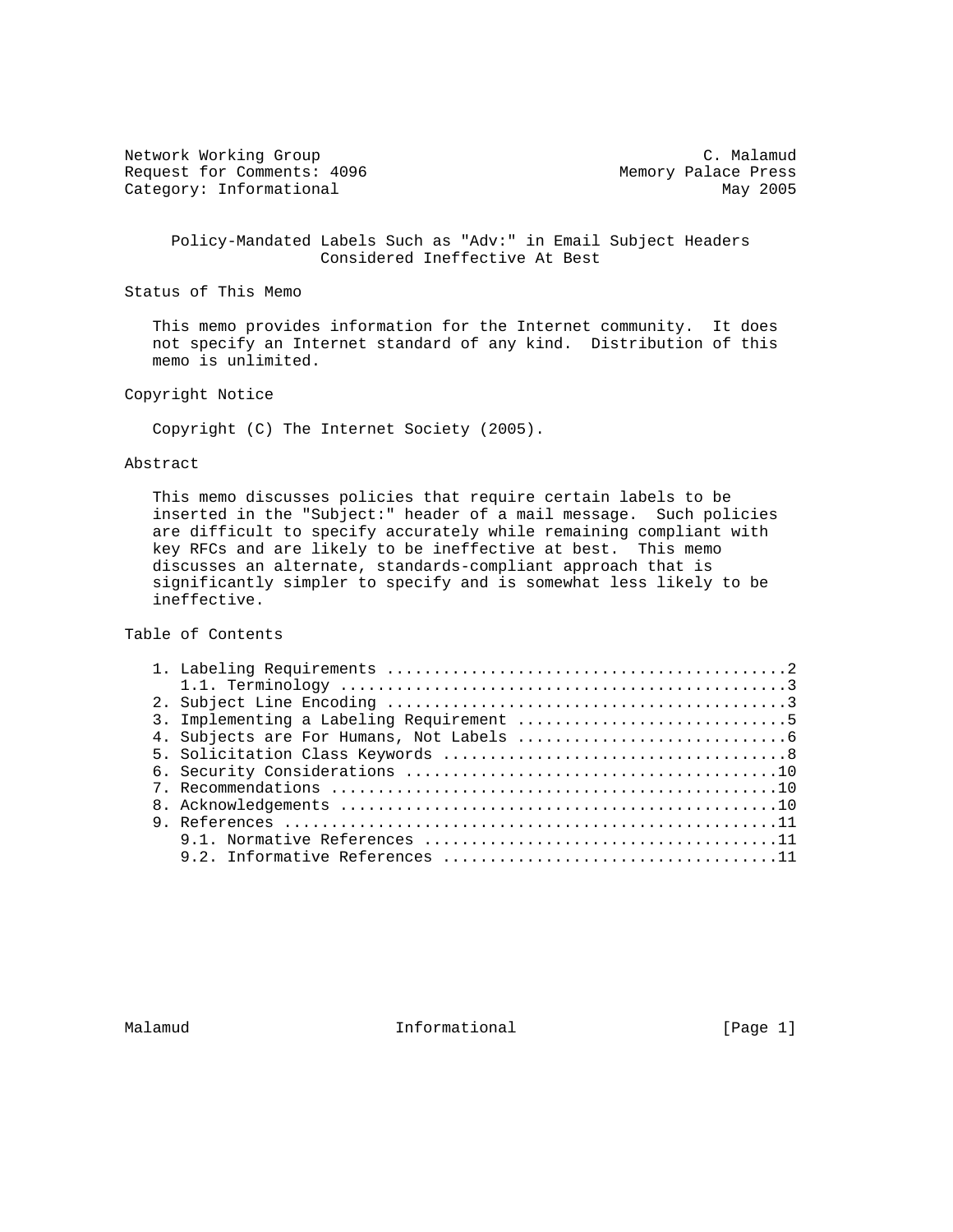Network Working Group C. Malamud
Request for Comments: 4096 Memory Palace Press
Category: Informational May 2005

# Policy-Mandated Labels Such as "Adv:" in Email Subject Headers Considered Ineffective At Best

## Status of This Memo

This memo provides information for the Internet community. It does not specify an Internet standard of any kind. Distribution of this memo is unlimited.

## Copyright Notice

Copyright (C) The Internet Society (2005).

## Abstract

This memo discusses policies that require certain labels to be inserted in the "Subject:" header of a mail message. Such policies are difficult to specify accurately while remaining compliant with key RFCs and are likely to be ineffective at best. This memo discusses an alternate, standards-compliant approach that is significantly simpler to specify and is somewhat less likely to be ineffective.

## Table of Contents

```
1. Labeling Requirements ..........................................2
   1.1. Terminology ...............................................3
2. Subject Line Encoding ..........................................3
3. Implementing a Labeling Requirement ............................5
4. Subjects are For Humans, Not Labels ............................6
5. Solicitation Class Keywords ....................................8
6. Security Considerations .......................................10
7. Recommendations ...............................................10
8. Acknowledgements ..............................................10
9. References ....................................................11
   9.1. Normative References .....................................11
   9.2. Informative References ...................................11
```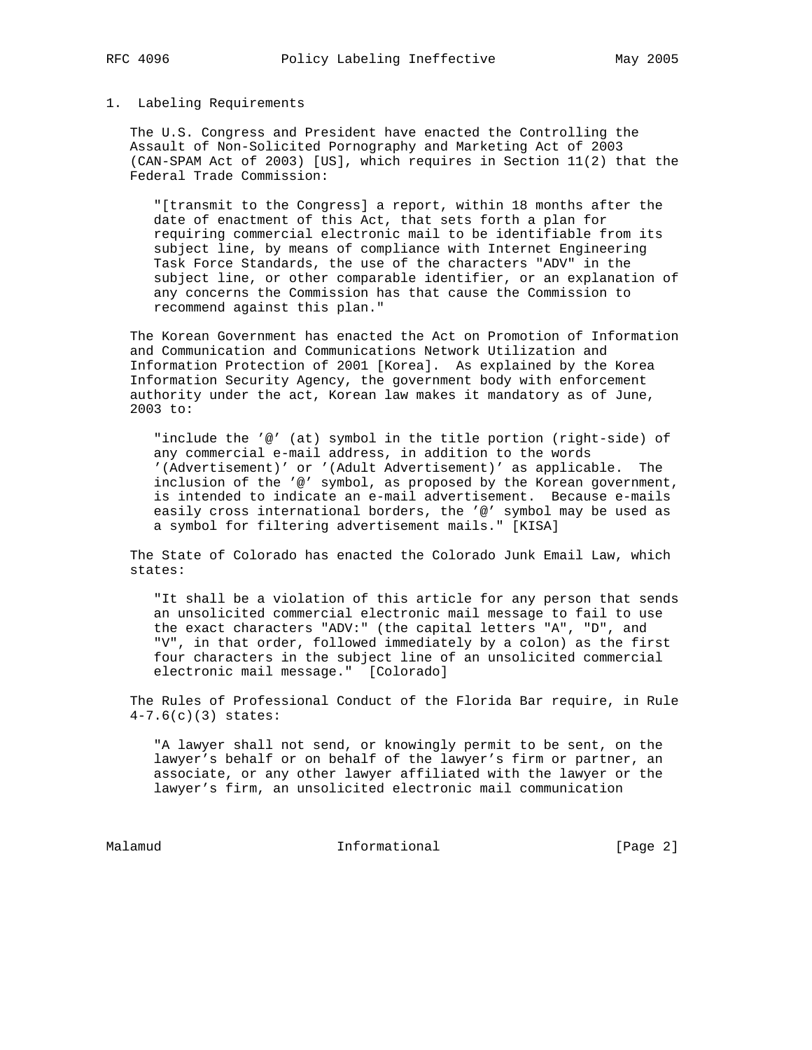## 1. Labeling Requirements

The U.S. Congress and President have enacted the Controlling the Assault of Non-Solicited Pornography and Marketing Act of 2003 (CAN-SPAM Act of 2003) [US], which requires in Section 11(2) that the Federal Trade Commission:

> "[transmit to the Congress] a report, within 18 months after the date of enactment of this Act, that sets forth a plan for requiring commercial electronic mail to be identifiable from its subject line, by means of compliance with Internet Engineering Task Force Standards, the use of the characters "ADV" in the subject line, or other comparable identifier, or an explanation of any concerns the Commission has that cause the Commission to recommend against this plan."

The Korean Government has enacted the Act on Promotion of Information and Communication and Communications Network Utilization and Information Protection of 2001 [Korea]. As explained by the Korea Information Security Agency, the government body with enforcement authority under the act, Korean law makes it mandatory as of June, 2003 to:

> "include the '@' (at) symbol in the title portion (right-side) of any commercial e-mail address, in addition to the words '(Advertisement)' or '(Adult Advertisement)' as applicable. The inclusion of the '@' symbol, as proposed by the Korean government, is intended to indicate an e-mail advertisement. Because e-mails easily cross international borders, the '@' symbol may be used as a symbol for filtering advertisement mails." [KISA]

The State of Colorado has enacted the Colorado Junk Email Law, which states:

> "It shall be a violation of this article for any person that sends an unsolicited commercial electronic mail message to fail to use the exact characters "ADV:" (the capital letters "A", "D", and "V", in that order, followed immediately by a colon) as the first four characters in the subject line of an unsolicited commercial electronic mail message." [Colorado]

The Rules of Professional Conduct of the Florida Bar require, in Rule 4-7.6(c)(3) states:

> "A lawyer shall not send, or knowingly permit to be sent, on the lawyer's behalf or on behalf of the lawyer's firm or partner, an associate, or any other lawyer affiliated with the lawyer or the lawyer's firm, an unsolicited electronic mail communication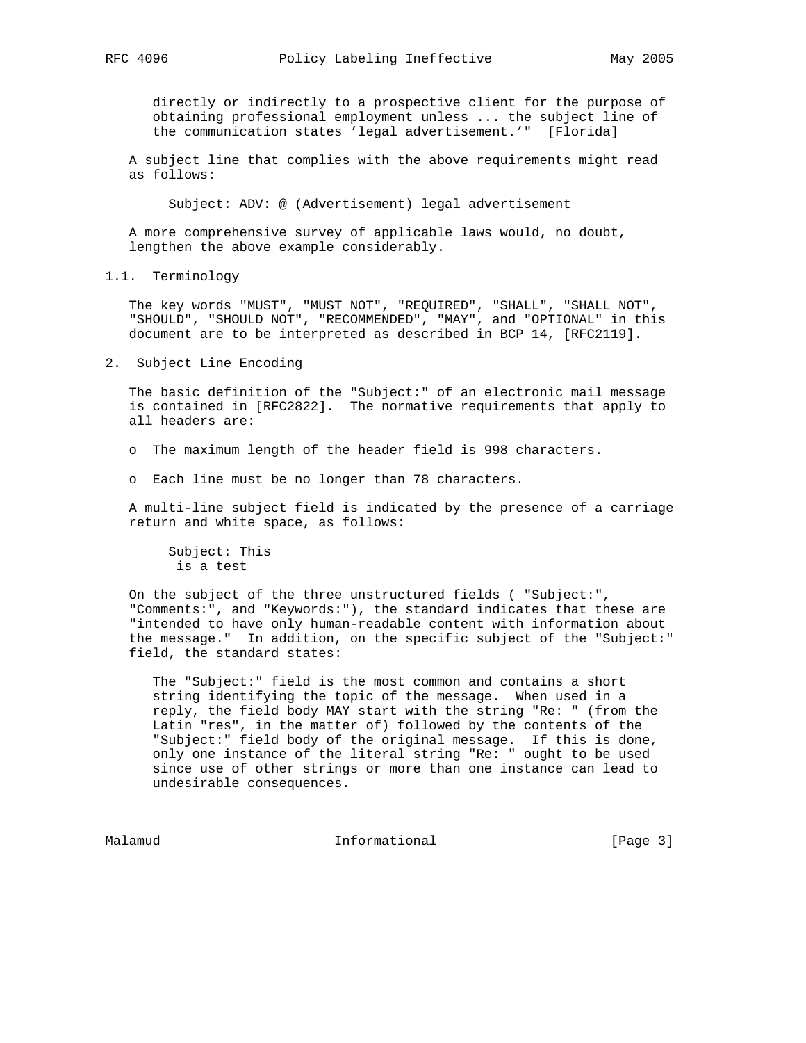> directly or indirectly to a prospective client for the purpose of obtaining professional employment unless ... the subject line of the communication states 'legal advertisement.'" [Florida]

A subject line that complies with the above requirements might read as follows:

```
Subject: ADV: @ (Advertisement) legal advertisement
```

A more comprehensive survey of applicable laws would, no doubt, lengthen the above example considerably.

### 1.1. Terminology

The key words "MUST", "MUST NOT", "REQUIRED", "SHALL", "SHALL NOT", "SHOULD", "SHOULD NOT", "RECOMMENDED", "MAY", and "OPTIONAL" in this document are to be interpreted as described in BCP 14, [RFC2119].

## 2. Subject Line Encoding

The basic definition of the "Subject:" of an electronic mail message is contained in [RFC2822]. The normative requirements that apply to all headers are:

- The maximum length of the header field is 998 characters.
- Each line must be no longer than 78 characters.

A multi-line subject field is indicated by the presence of a carriage return and white space, as follows:

```
Subject: This
 is a test
```

On the subject of the three unstructured fields ( "Subject:", "Comments:", and "Keywords:"), the standard indicates that these are "intended to have only human-readable content with information about the message." In addition, on the specific subject of the "Subject:" field, the standard states:

> The "Subject:" field is the most common and contains a short string identifying the topic of the message. When used in a reply, the field body MAY start with the string "Re: " (from the Latin "res", in the matter of) followed by the contents of the "Subject:" field body of the original message. If this is done, only one instance of the literal string "Re: " ought to be used since use of other strings or more than one instance can lead to undesirable consequences.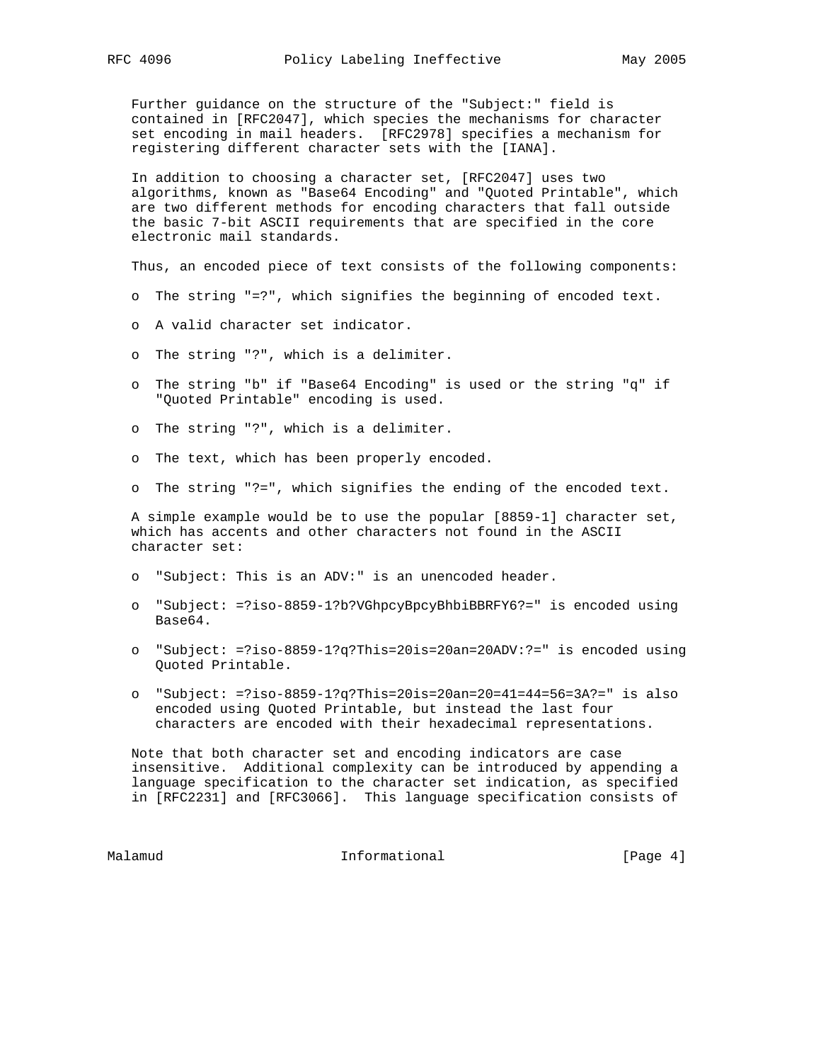Further guidance on the structure of the "Subject:" field is contained in [RFC2047], which species the mechanisms for character set encoding in mail headers. [RFC2978] specifies a mechanism for registering different character sets with the [IANA].

In addition to choosing a character set, [RFC2047] uses two algorithms, known as "Base64 Encoding" and "Quoted Printable", which are two different methods for encoding characters that fall outside the basic 7-bit ASCII requirements that are specified in the core electronic mail standards.

Thus, an encoded piece of text consists of the following components:

- The string "=?", which signifies the beginning of encoded text.
- A valid character set indicator.
- The string "?", which is a delimiter.
- The string "b" if "Base64 Encoding" is used or the string "q" if "Quoted Printable" encoding is used.
- The string "?", which is a delimiter.
- The text, which has been properly encoded.
- The string "?=", which signifies the ending of the encoded text.

A simple example would be to use the popular [8859-1] character set, which has accents and other characters not found in the ASCII character set:

- "Subject: This is an ADV:" is an unencoded header.
- "Subject: =?iso-8859-1?b?VGhpcyBpcyBhbiBBRFY6?=" is encoded using Base64.
- "Subject: =?iso-8859-1?q?This=20is=20an=20ADV:?=" is encoded using Quoted Printable.
- "Subject: =?iso-8859-1?q?This=20is=20an=20=41=44=56=3A?=" is also encoded using Quoted Printable, but instead the last four characters are encoded with their hexadecimal representations.

Note that both character set and encoding indicators are case insensitive. Additional complexity can be introduced by appending a language specification to the character set indication, as specified in [RFC2231] and [RFC3066]. This language specification consists of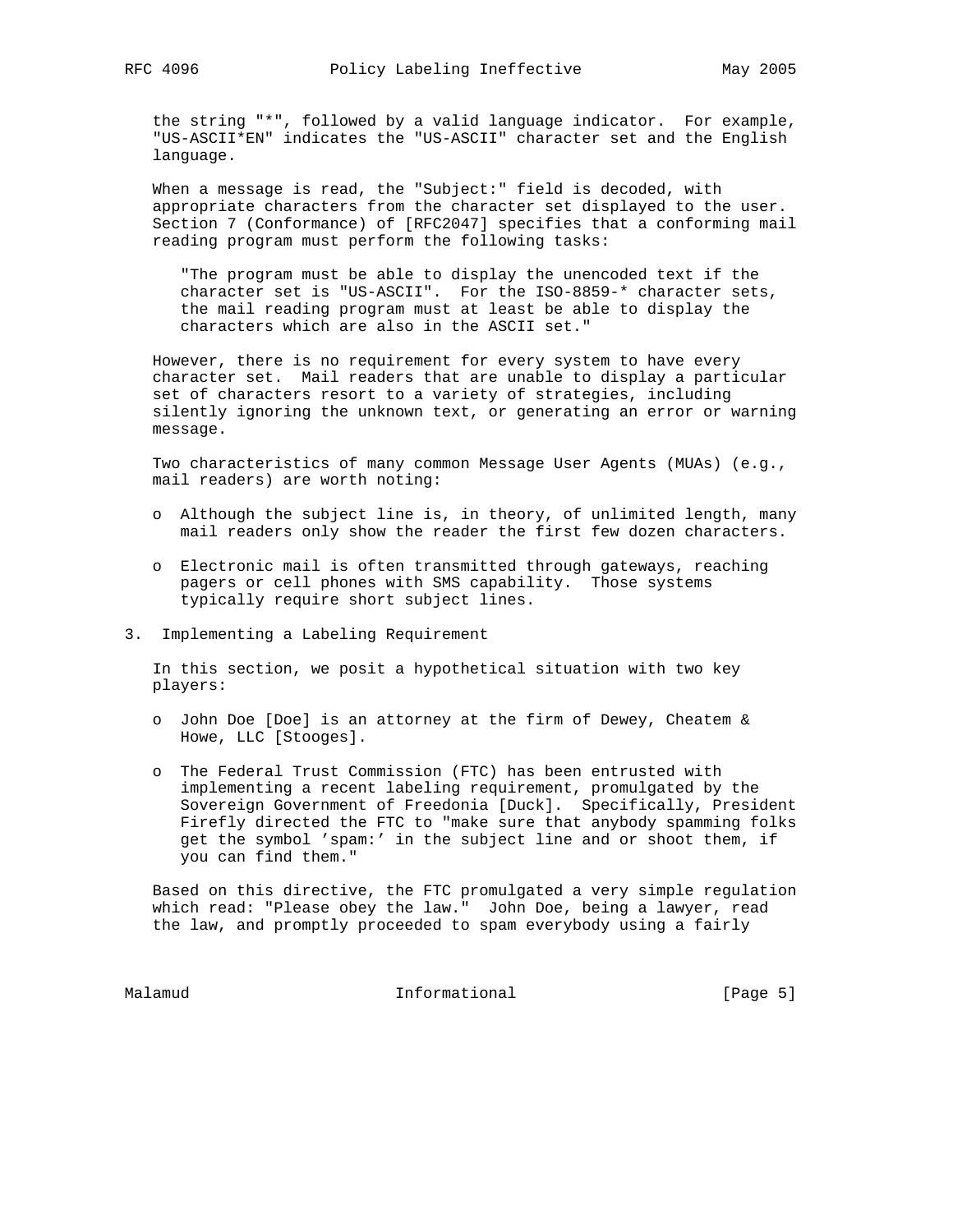the string "*", followed by a valid language indicator. For example, "US-ASCII*EN" indicates the "US-ASCII" character set and the English language.

When a message is read, the "Subject:" field is decoded, with appropriate characters from the character set displayed to the user. Section 7 (Conformance) of [RFC2047] specifies that a conforming mail reading program must perform the following tasks:

> "The program must be able to display the unencoded text if the character set is "US-ASCII". For the ISO-8859-* character sets, the mail reading program must at least be able to display the characters which are also in the ASCII set."

However, there is no requirement for every system to have every character set. Mail readers that are unable to display a particular set of characters resort to a variety of strategies, including silently ignoring the unknown text, or generating an error or warning message.

Two characteristics of many common Message User Agents (MUAs) (e.g., mail readers) are worth noting:

- Although the subject line is, in theory, of unlimited length, many mail readers only show the reader the first few dozen characters.
- Electronic mail is often transmitted through gateways, reaching pagers or cell phones with SMS capability. Those systems typically require short subject lines.

## 3. Implementing a Labeling Requirement

In this section, we posit a hypothetical situation with two key players:

- John Doe [Doe] is an attorney at the firm of Dewey, Cheatem & Howe, LLC [Stooges].
- The Federal Trust Commission (FTC) has been entrusted with implementing a recent labeling requirement, promulgated by the Sovereign Government of Freedonia [Duck]. Specifically, President Firefly directed the FTC to "make sure that anybody spamming folks get the symbol 'spam:' in the subject line and or shoot them, if you can find them."

Based on this directive, the FTC promulgated a very simple regulation which read: "Please obey the law." John Doe, being a lawyer, read the law, and promptly proceeded to spam everybody using a fairly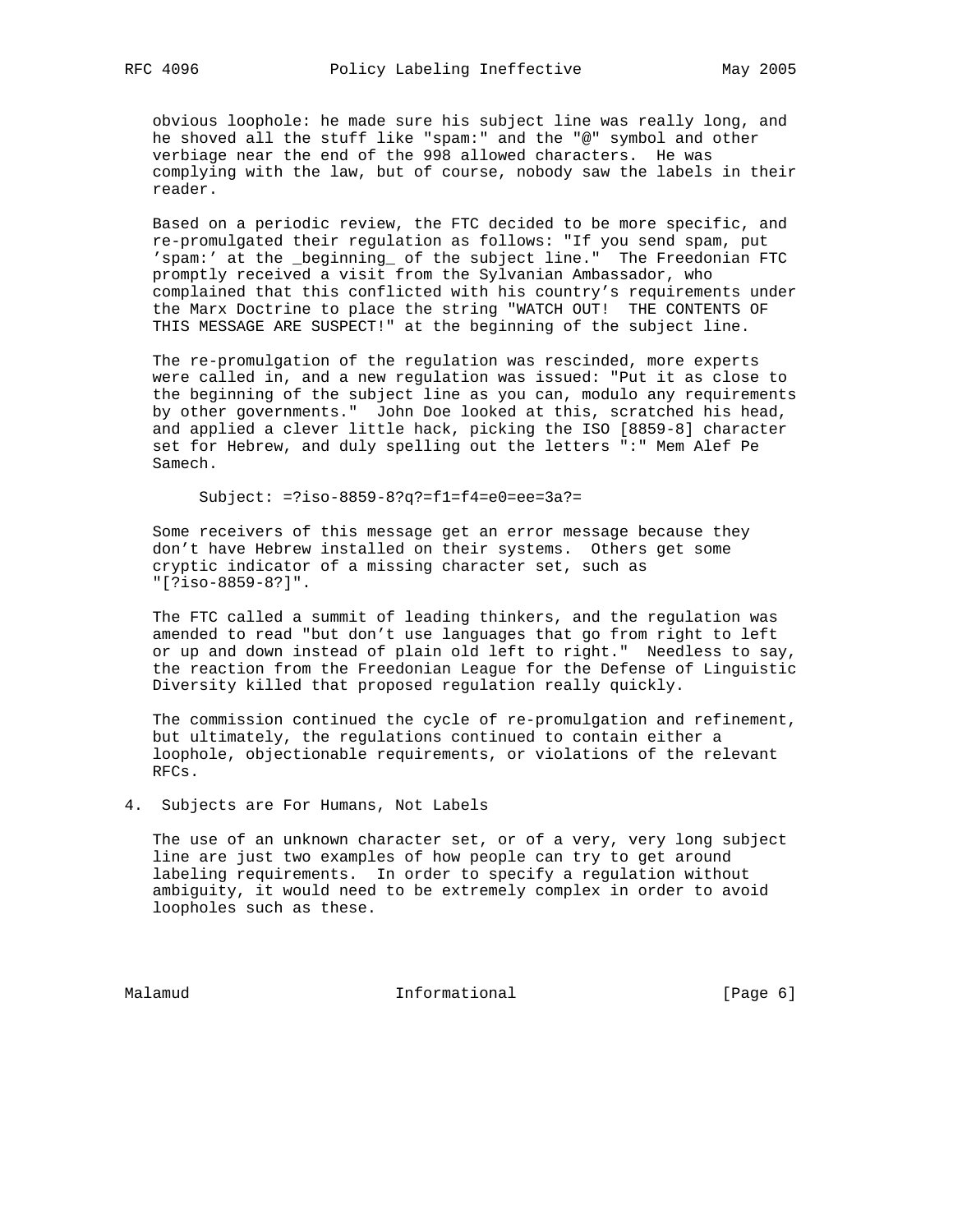obvious loophole: he made sure his subject line was really long, and he shoved all the stuff like "spam:" and the "@" symbol and other verbiage near the end of the 998 allowed characters. He was complying with the law, but of course, nobody saw the labels in their reader.

Based on a periodic review, the FTC decided to be more specific, and re-promulgated their regulation as follows: "If you send spam, put 'spam:' at the _beginning_ of the subject line." The Freedonian FTC promptly received a visit from the Sylvanian Ambassador, who complained that this conflicted with his country's requirements under the Marx Doctrine to place the string "WATCH OUT! THE CONTENTS OF THIS MESSAGE ARE SUSPECT!" at the beginning of the subject line.

The re-promulgation of the regulation was rescinded, more experts were called in, and a new regulation was issued: "Put it as close to the beginning of the subject line as you can, modulo any requirements by other governments." John Doe looked at this, scratched his head, and applied a clever little hack, picking the ISO [8859-8] character set for Hebrew, and duly spelling out the letters ":" Mem Alef Pe Samech.

```
Subject: =?iso-8859-8?q?=f1=f4=e0=ee=3a?=
```

Some receivers of this message get an error message because they don't have Hebrew installed on their systems. Others get some cryptic indicator of a missing character set, such as "[?iso-8859-8?]".

The FTC called a summit of leading thinkers, and the regulation was amended to read "but don't use languages that go from right to left or up and down instead of plain old left to right." Needless to say, the reaction from the Freedonian League for the Defense of Linguistic Diversity killed that proposed regulation really quickly.

The commission continued the cycle of re-promulgation and refinement, but ultimately, the regulations continued to contain either a loophole, objectionable requirements, or violations of the relevant RFCs.

## 4. Subjects are For Humans, Not Labels

The use of an unknown character set, or of a very, very long subject line are just two examples of how people can try to get around labeling requirements. In order to specify a regulation without ambiguity, it would need to be extremely complex in order to avoid loopholes such as these.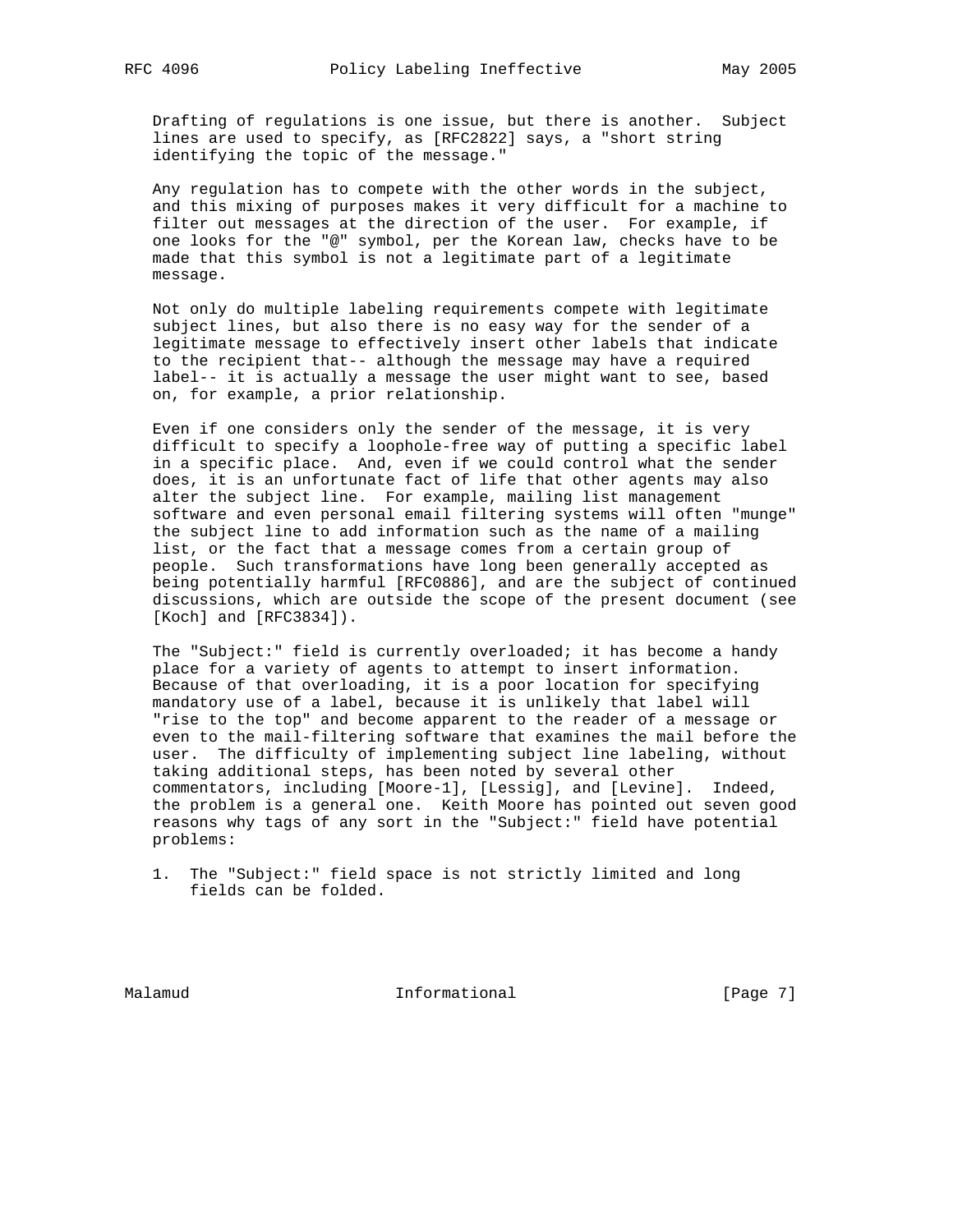Drafting of regulations is one issue, but there is another. Subject lines are used to specify, as [RFC2822] says, a "short string identifying the topic of the message."

Any regulation has to compete with the other words in the subject, and this mixing of purposes makes it very difficult for a machine to filter out messages at the direction of the user. For example, if one looks for the "@" symbol, per the Korean law, checks have to be made that this symbol is not a legitimate part of a legitimate message.

Not only do multiple labeling requirements compete with legitimate subject lines, but also there is no easy way for the sender of a legitimate message to effectively insert other labels that indicate to the recipient that-- although the message may have a required label-- it is actually a message the user might want to see, based on, for example, a prior relationship.

Even if one considers only the sender of the message, it is very difficult to specify a loophole-free way of putting a specific label in a specific place. And, even if we could control what the sender does, it is an unfortunate fact of life that other agents may also alter the subject line. For example, mailing list management software and even personal email filtering systems will often "munge" the subject line to add information such as the name of a mailing list, or the fact that a message comes from a certain group of people. Such transformations have long been generally accepted as being potentially harmful [RFC0886], and are the subject of continued discussions, which are outside the scope of the present document (see [Koch] and [RFC3834]).

The "Subject:" field is currently overloaded; it has become a handy place for a variety of agents to attempt to insert information. Because of that overloading, it is a poor location for specifying mandatory use of a label, because it is unlikely that label will "rise to the top" and become apparent to the reader of a message or even to the mail-filtering software that examines the mail before the user. The difficulty of implementing subject line labeling, without taking additional steps, has been noted by several other commentators, including [Moore-1], [Lessig], and [Levine]. Indeed, the problem is a general one. Keith Moore has pointed out seven good reasons why tags of any sort in the "Subject:" field have potential problems:

1. The "Subject:" field space is not strictly limited and long fields can be folded.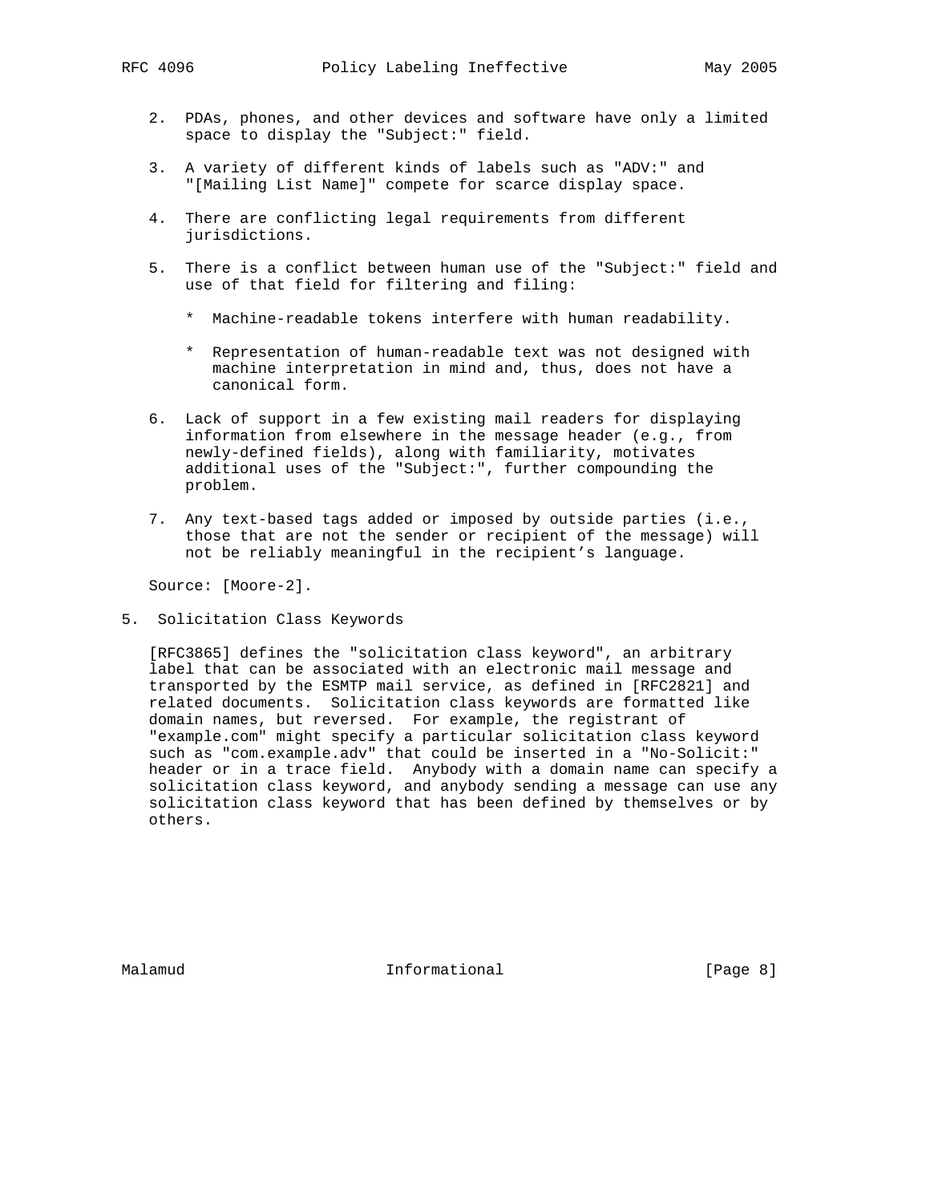2. PDAs, phones, and other devices and software have only a limited space to display the "Subject:" field.

3. A variety of different kinds of labels such as "ADV:" and "[Mailing List Name]" compete for scarce display space.

4. There are conflicting legal requirements from different jurisdictions.

5. There is a conflict between human use of the "Subject:" field and use of that field for filtering and filing:

   * Machine-readable tokens interfere with human readability.

   * Representation of human-readable text was not designed with machine interpretation in mind and, thus, does not have a canonical form.

6. Lack of support in a few existing mail readers for displaying information from elsewhere in the message header (e.g., from newly-defined fields), along with familiarity, motivates additional uses of the "Subject:", further compounding the problem.

7. Any text-based tags added or imposed by outside parties (i.e., those that are not the sender or recipient of the message) will not be reliably meaningful in the recipient's language.

Source: [Moore-2].

## 5. Solicitation Class Keywords

[RFC3865] defines the "solicitation class keyword", an arbitrary label that can be associated with an electronic mail message and transported by the ESMTP mail service, as defined in [RFC2821] and related documents. Solicitation class keywords are formatted like domain names, but reversed. For example, the registrant of "example.com" might specify a particular solicitation class keyword such as "com.example.adv" that could be inserted in a "No-Solicit:" header or in a trace field. Anybody with a domain name can specify a solicitation class keyword, and anybody sending a message can use any solicitation class keyword that has been defined by themselves or by others.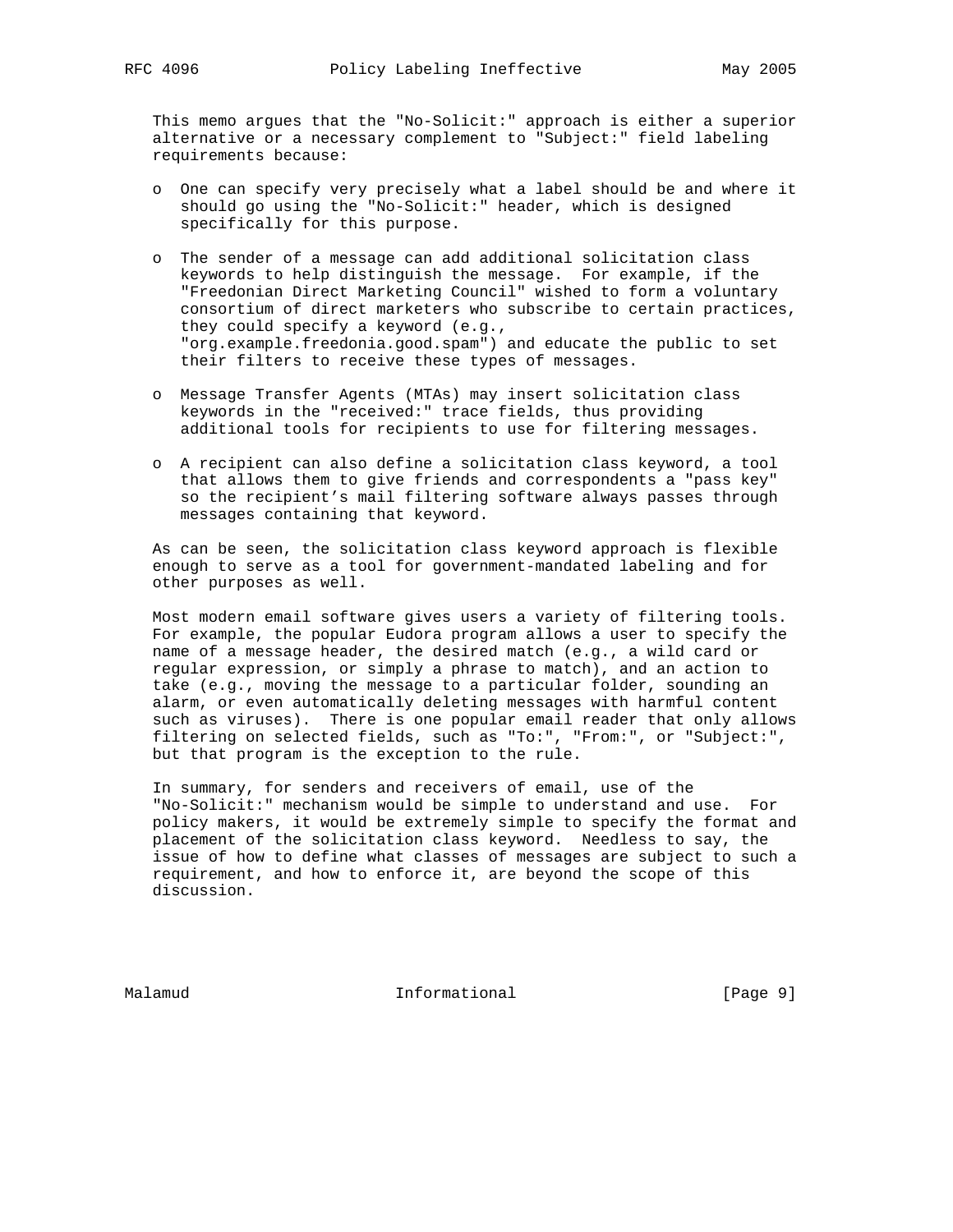This memo argues that the "No-Solicit:" approach is either a superior alternative or a necessary complement to "Subject:" field labeling requirements because:

- One can specify very precisely what a label should be and where it should go using the "No-Solicit:" header, which is designed specifically for this purpose.
- The sender of a message can add additional solicitation class keywords to help distinguish the message. For example, if the "Freedonian Direct Marketing Council" wished to form a voluntary consortium of direct marketers who subscribe to certain practices, they could specify a keyword (e.g., "org.example.freedonia.good.spam") and educate the public to set their filters to receive these types of messages.
- Message Transfer Agents (MTAs) may insert solicitation class keywords in the "received:" trace fields, thus providing additional tools for recipients to use for filtering messages.
- A recipient can also define a solicitation class keyword, a tool that allows them to give friends and correspondents a "pass key" so the recipient's mail filtering software always passes through messages containing that keyword.

As can be seen, the solicitation class keyword approach is flexible enough to serve as a tool for government-mandated labeling and for other purposes as well.

Most modern email software gives users a variety of filtering tools. For example, the popular Eudora program allows a user to specify the name of a message header, the desired match (e.g., a wild card or regular expression, or simply a phrase to match), and an action to take (e.g., moving the message to a particular folder, sounding an alarm, or even automatically deleting messages with harmful content such as viruses). There is one popular email reader that only allows filtering on selected fields, such as "To:", "From:", or "Subject:", but that program is the exception to the rule.

In summary, for senders and receivers of email, use of the "No-Solicit:" mechanism would be simple to understand and use. For policy makers, it would be extremely simple to specify the format and placement of the solicitation class keyword. Needless to say, the issue of how to define what classes of messages are subject to such a requirement, and how to enforce it, are beyond the scope of this discussion.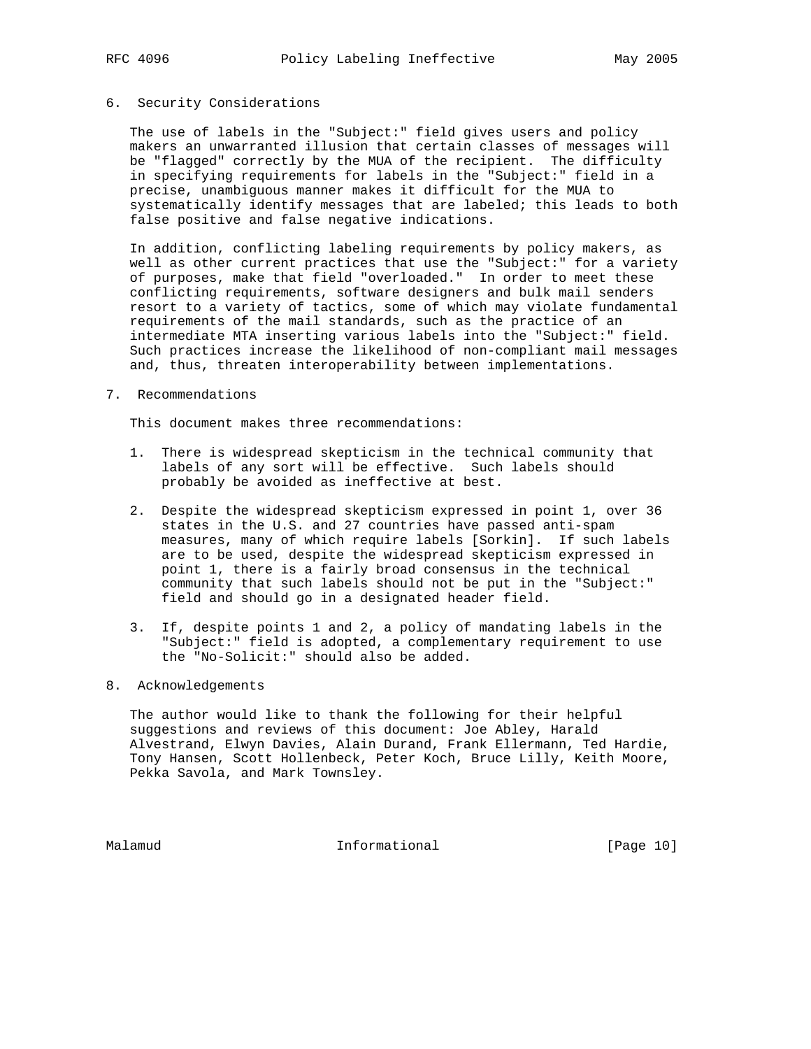## 6. Security Considerations

The use of labels in the "Subject:" field gives users and policy makers an unwarranted illusion that certain classes of messages will be "flagged" correctly by the MUA of the recipient. The difficulty in specifying requirements for labels in the "Subject:" field in a precise, unambiguous manner makes it difficult for the MUA to systematically identify messages that are labeled; this leads to both false positive and false negative indications.

In addition, conflicting labeling requirements by policy makers, as well as other current practices that use the "Subject:" for a variety of purposes, make that field "overloaded." In order to meet these conflicting requirements, software designers and bulk mail senders resort to a variety of tactics, some of which may violate fundamental requirements of the mail standards, such as the practice of an intermediate MTA inserting various labels into the "Subject:" field. Such practices increase the likelihood of non-compliant mail messages and, thus, threaten interoperability between implementations.

## 7. Recommendations

This document makes three recommendations:

1. There is widespread skepticism in the technical community that labels of any sort will be effective. Such labels should probably be avoided as ineffective at best.

2. Despite the widespread skepticism expressed in point 1, over 36 states in the U.S. and 27 countries have passed anti-spam measures, many of which require labels [Sorkin]. If such labels are to be used, despite the widespread skepticism expressed in point 1, there is a fairly broad consensus in the technical community that such labels should not be put in the "Subject:" field and should go in a designated header field.

3. If, despite points 1 and 2, a policy of mandating labels in the "Subject:" field is adopted, a complementary requirement to use the "No-Solicit:" should also be added.

## 8. Acknowledgements

The author would like to thank the following for their helpful suggestions and reviews of this document: Joe Abley, Harald Alvestrand, Elwyn Davies, Alain Durand, Frank Ellermann, Ted Hardie, Tony Hansen, Scott Hollenbeck, Peter Koch, Bruce Lilly, Keith Moore, Pekka Savola, and Mark Townsley.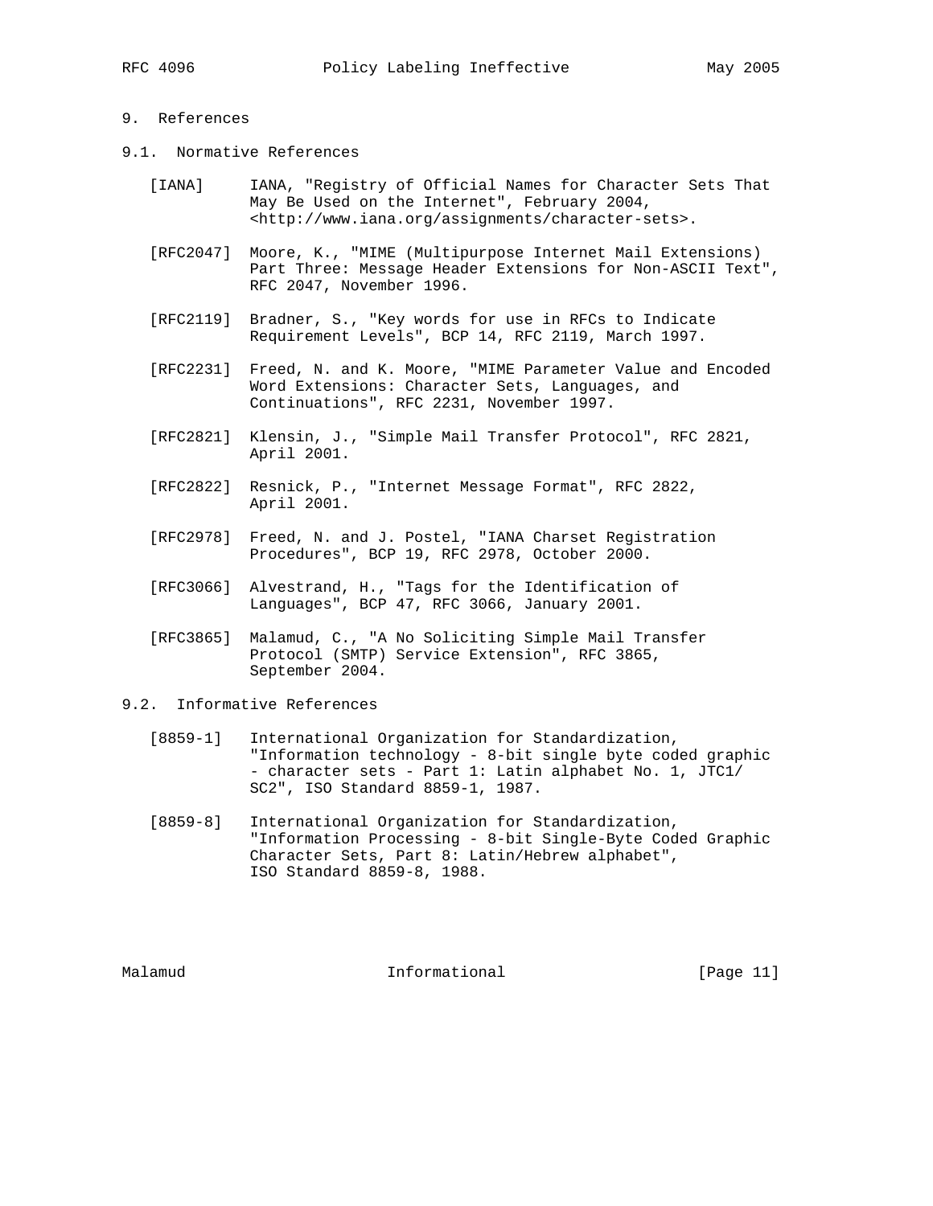## 9. References

### 9.1. Normative References

[IANA] IANA, "Registry of Official Names for Character Sets That May Be Used on the Internet", February 2004, <http://www.iana.org/assignments/character-sets>.

[RFC2047] Moore, K., "MIME (Multipurpose Internet Mail Extensions) Part Three: Message Header Extensions for Non-ASCII Text", RFC 2047, November 1996.

[RFC2119] Bradner, S., "Key words for use in RFCs to Indicate Requirement Levels", BCP 14, RFC 2119, March 1997.

[RFC2231] Freed, N. and K. Moore, "MIME Parameter Value and Encoded Word Extensions: Character Sets, Languages, and Continuations", RFC 2231, November 1997.

[RFC2821] Klensin, J., "Simple Mail Transfer Protocol", RFC 2821, April 2001.

[RFC2822] Resnick, P., "Internet Message Format", RFC 2822, April 2001.

[RFC2978] Freed, N. and J. Postel, "IANA Charset Registration Procedures", BCP 19, RFC 2978, October 2000.

[RFC3066] Alvestrand, H., "Tags for the Identification of Languages", BCP 47, RFC 3066, January 2001.

[RFC3865] Malamud, C., "A No Soliciting Simple Mail Transfer Protocol (SMTP) Service Extension", RFC 3865, September 2004.

### 9.2. Informative References

[8859-1] International Organization for Standardization, "Information technology - 8-bit single byte coded graphic - character sets - Part 1: Latin alphabet No. 1, JTC1/ SC2", ISO Standard 8859-1, 1987.

[8859-8] International Organization for Standardization, "Information Processing - 8-bit Single-Byte Coded Graphic Character Sets, Part 8: Latin/Hebrew alphabet", ISO Standard 8859-8, 1988.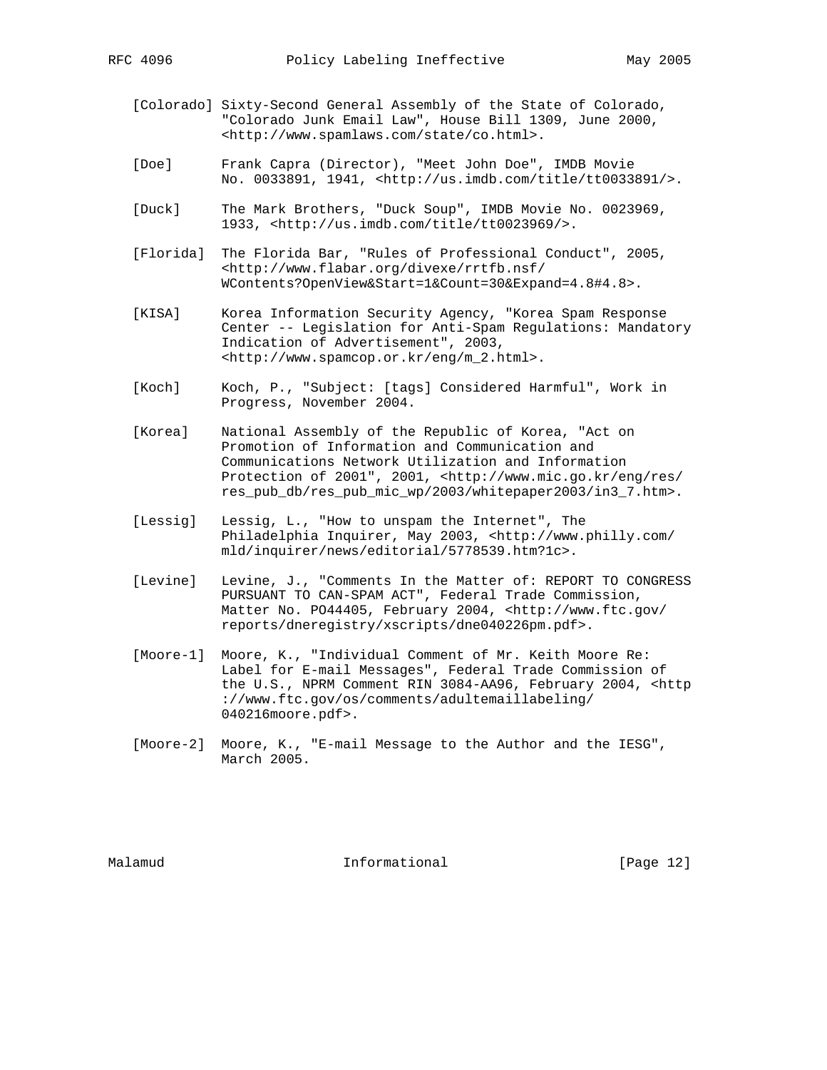[Colorado] Sixty-Second General Assembly of the State of Colorado, "Colorado Junk Email Law", House Bill 1309, June 2000, <http://www.spamlaws.com/state/co.html>.

[Doe] Frank Capra (Director), "Meet John Doe", IMDB Movie No. 0033891, 1941, <http://us.imdb.com/title/tt0033891/>.

[Duck] The Mark Brothers, "Duck Soup", IMDB Movie No. 0023969, 1933, <http://us.imdb.com/title/tt0023969/>.

[Florida] The Florida Bar, "Rules of Professional Conduct", 2005, <http://www.flabar.org/divexe/rrtfb.nsf/WContents?OpenView&Start=1&Count=30&Expand=4.8#4.8>.

[KISA] Korea Information Security Agency, "Korea Spam Response Center -- Legislation for Anti-Spam Regulations: Mandatory Indication of Advertisement", 2003, <http://www.spamcop.or.kr/eng/m_2.html>.

[Koch] Koch, P., "Subject: [tags] Considered Harmful", Work in Progress, November 2004.

[Korea] National Assembly of the Republic of Korea, "Act on Promotion of Information and Communication and Communications Network Utilization and Information Protection of 2001", 2001, <http://www.mic.go.kr/eng/res/res_pub_db/res_pub_mic_wp/2003/whitepaper2003/in3_7.htm>.

[Lessig] Lessig, L., "How to unspam the Internet", The Philadelphia Inquirer, May 2003, <http://www.philly.com/mld/inquirer/news/editorial/5778539.htm?1c>.

[Levine] Levine, J., "Comments In the Matter of: REPORT TO CONGRESS PURSUANT TO CAN-SPAM ACT", Federal Trade Commission, Matter No. PO44405, February 2004, <http://www.ftc.gov/reports/dneregistry/xscripts/dne040226pm.pdf>.

[Moore-1] Moore, K., "Individual Comment of Mr. Keith Moore Re: Label for E-mail Messages", Federal Trade Commission of the U.S., NPRM Comment RIN 3084-AA96, February 2004, <http://www.ftc.gov/os/comments/adultemaillabeling/040216moore.pdf>.

[Moore-2] Moore, K., "E-mail Message to the Author and the IESG", March 2005.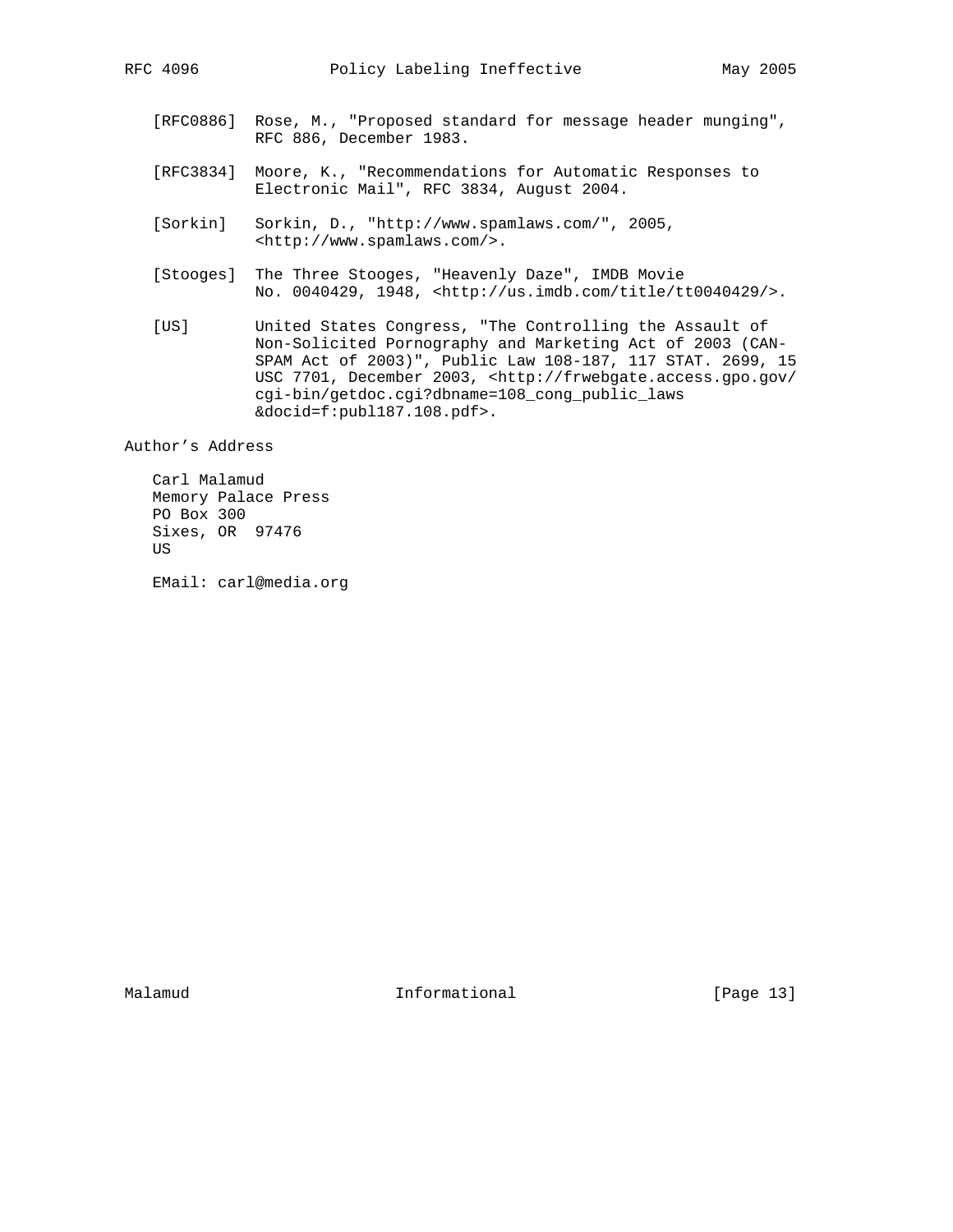[RFC0886] Rose, M., "Proposed standard for message header munging", RFC 886, December 1983.

[RFC3834] Moore, K., "Recommendations for Automatic Responses to Electronic Mail", RFC 3834, August 2004.

[Sorkin] Sorkin, D., "http://www.spamlaws.com/", 2005, <http://www.spamlaws.com/>.

[Stooges] The Three Stooges, "Heavenly Daze", IMDB Movie No. 0040429, 1948, <http://us.imdb.com/title/tt0040429/>.

[US] United States Congress, "The Controlling the Assault of Non-Solicited Pornography and Marketing Act of 2003 (CAN-SPAM Act of 2003)", Public Law 108-187, 117 STAT. 2699, 15 USC 7701, December 2003, <http://frwebgate.access.gpo.gov/cgi-bin/getdoc.cgi?dbname=108_cong_public_laws&docid=f:publ187.108.pdf>.

## Author's Address

Carl Malamud
Memory Palace Press
PO Box 300
Sixes, OR 97476
US

EMail: carl@media.org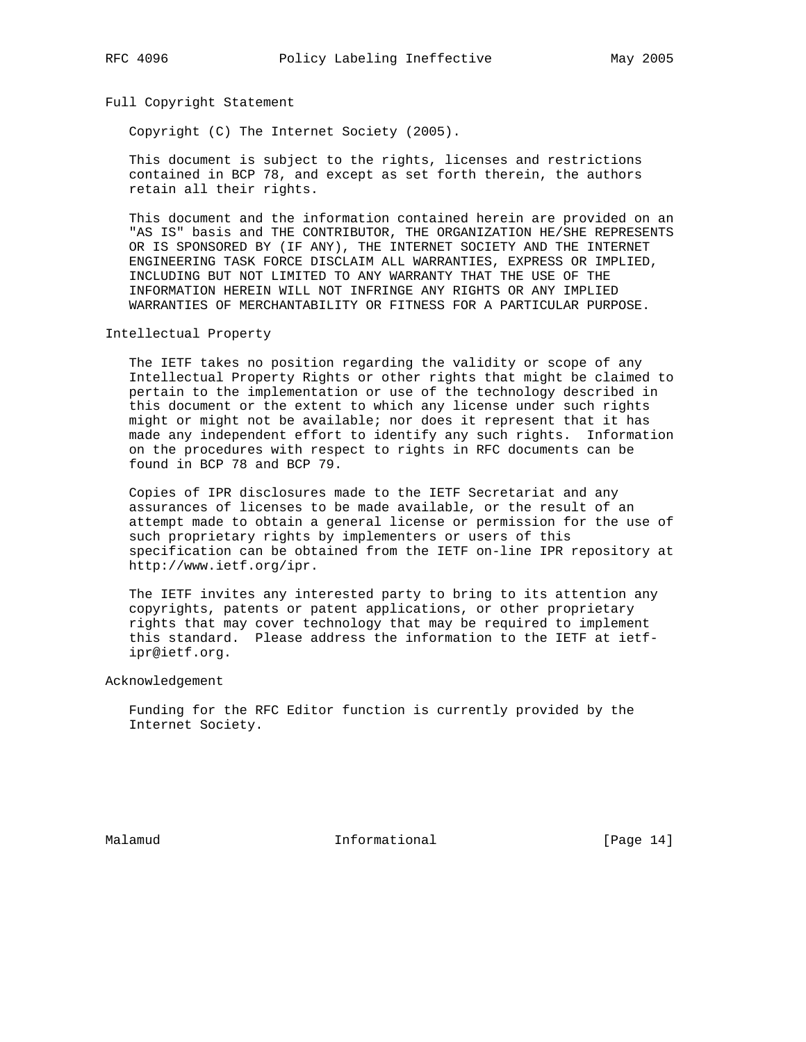## Full Copyright Statement

Copyright (C) The Internet Society (2005).

This document is subject to the rights, licenses and restrictions contained in BCP 78, and except as set forth therein, the authors retain all their rights.

This document and the information contained herein are provided on an "AS IS" basis and THE CONTRIBUTOR, THE ORGANIZATION HE/SHE REPRESENTS OR IS SPONSORED BY (IF ANY), THE INTERNET SOCIETY AND THE INTERNET ENGINEERING TASK FORCE DISCLAIM ALL WARRANTIES, EXPRESS OR IMPLIED, INCLUDING BUT NOT LIMITED TO ANY WARRANTY THAT THE USE OF THE INFORMATION HEREIN WILL NOT INFRINGE ANY RIGHTS OR ANY IMPLIED WARRANTIES OF MERCHANTABILITY OR FITNESS FOR A PARTICULAR PURPOSE.

## Intellectual Property

The IETF takes no position regarding the validity or scope of any Intellectual Property Rights or other rights that might be claimed to pertain to the implementation or use of the technology described in this document or the extent to which any license under such rights might or might not be available; nor does it represent that it has made any independent effort to identify any such rights. Information on the procedures with respect to rights in RFC documents can be found in BCP 78 and BCP 79.

Copies of IPR disclosures made to the IETF Secretariat and any assurances of licenses to be made available, or the result of an attempt made to obtain a general license or permission for the use of such proprietary rights by implementers or users of this specification can be obtained from the IETF on-line IPR repository at http://www.ietf.org/ipr.

The IETF invites any interested party to bring to its attention any copyrights, patents or patent applications, or other proprietary rights that may cover technology that may be required to implement this standard. Please address the information to the IETF at ietf-ipr@ietf.org.

## Acknowledgement

Funding for the RFC Editor function is currently provided by the Internet Society.